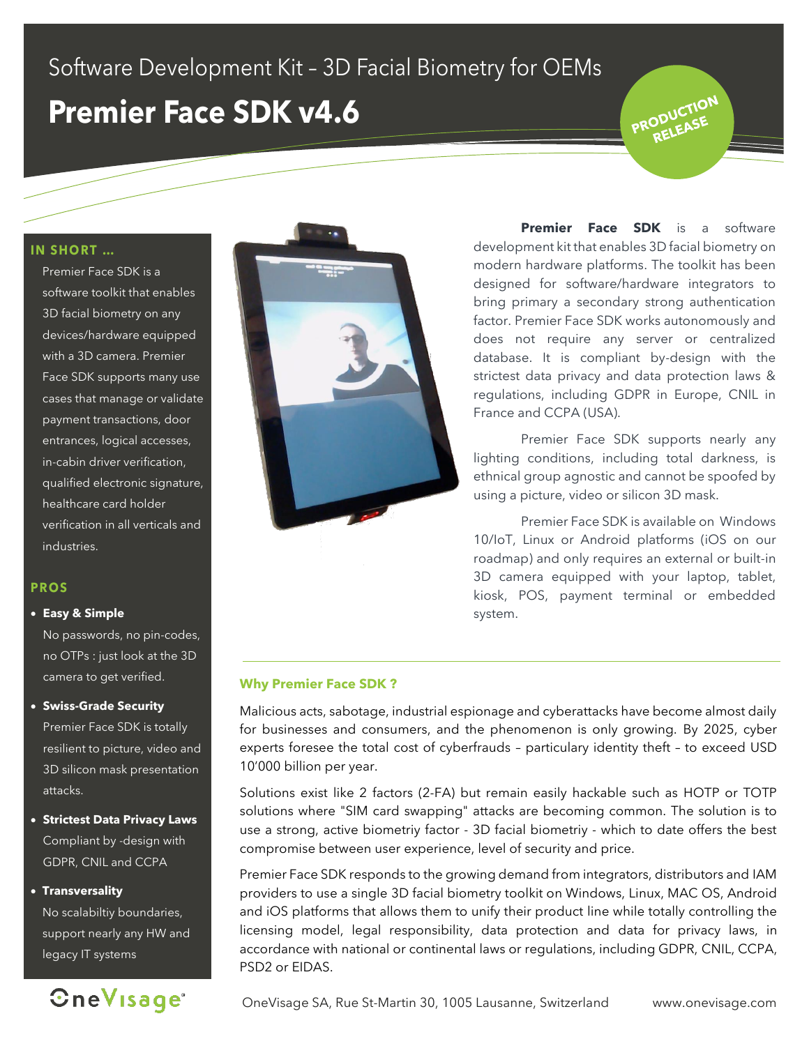Software Development Kit – 3D Facial Biometry for OEMs

# Premier Face SDK v4.6

PRODUCTION RELEASE

## IN SHORT ...

Premier Face SDK is a software toolkit that enables 3D facial biometry on any devices/hardware equipped with a 3D camera. Premier Face SDK supports many use cases that manage or validate payment transactions, door entrances, logical accesses, in-cabin driver verification, qualified electronic signature, healthcare card holder verification in all verticals and industries.

## PROS

- **Easy & Simple**
  No passwords, no pin-codes, no OTPs : just look at the 3D camera to get verified.
- **Swiss-Grade Security**
  Premier Face SDK is totally resilient to picture, video and 3D silicon mask presentation attacks.
- **Strictest Data Privacy Laws**
  Compliant by -design with GDPR, CNIL and CCPA
- **Transversality**
  No scalabiltiy boundaries, support nearly any HW and legacy IT systems

**Premier Face SDK** is a software development kit that enables 3D facial biometry on modern hardware platforms. The toolkit has been designed for software/hardware integrators to bring primary a secondary strong authentication factor. Premier Face SDK works autonomously and does not require any server or centralized database. It is compliant by-design with the strictest data privacy and data protection laws & regulations, including GDPR in Europe, CNIL in France and CCPA (USA).

Premier Face SDK supports nearly any lighting conditions, including total darkness, is ethnical group agnostic and cannot be spoofed by using a picture, video or silicon 3D mask.

Premier Face SDK is available on Windows 10/IoT, Linux or Android platforms (iOS on our roadmap) and only requires an external or built-in 3D camera equipped with your laptop, tablet, kiosk, POS, payment terminal or embedded system.

## Why Premier Face SDK ?

Malicious acts, sabotage, industrial espionage and cyberattacks have become almost daily for businesses and consumers, and the phenomenon is only growing. By 2025, cyber experts foresee the total cost of cyberfrauds – particulary identity theft – to exceed USD 10'000 billion per year.

Solutions exist like 2 factors (2-FA) but remain easily hackable such as HOTP or TOTP solutions where "SIM card swapping" attacks are becoming common. The solution is to use a strong, active biometriy factor - 3D facial biometriy - which to date offers the best compromise between user experience, level of security and price.

Premier Face SDK responds to the growing demand from integrators, distributors and IAM providers to use a single 3D facial biometry toolkit on Windows, Linux, MAC OS, Android and iOS platforms that allows them to unify their product line while totally controlling the licensing model, legal responsibility, data protection and data for privacy laws, in accordance with national or continental laws or regulations, including GDPR, CNIL, CCPA, PSD2 or EIDAS.

OneVisage SA, Rue St-Martin 30, 1005 Lausanne, Switzerland www.onevisage.com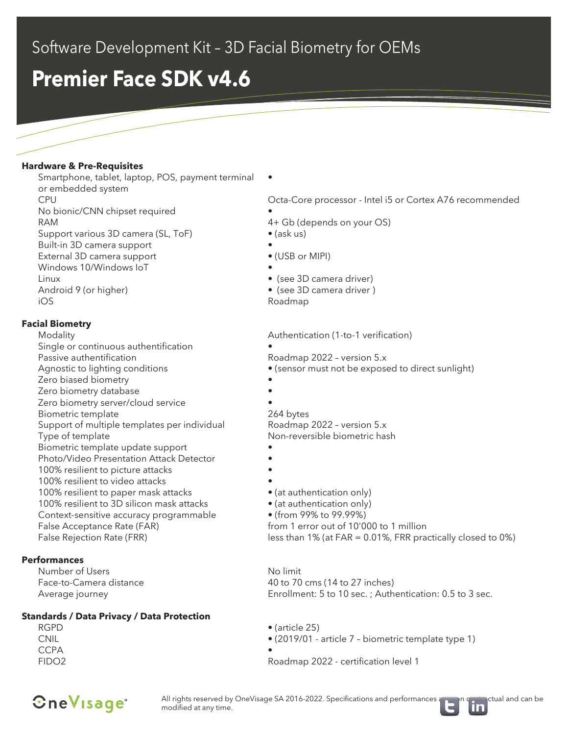Software Development Kit – 3D Facial Biometry for OEMs

# Premier Face SDK v4.6

## Hardware & Pre-Requisites

| | |
|---|---|
| Smartphone, tablet, laptop, POS, payment terminal or embedded system | • |
| CPU | Octa-Core processor - Intel i5 or Cortex A76 recommended |
| No bionic/CNN chipset required | • |
| RAM | 4+ Gb (depends on your OS) |
| Support various 3D camera (SL, ToF) | • (ask us) |
| Built-in 3D camera support | • |
| External 3D camera support | • (USB or MIPI) |
| Windows 10/Windows IoT | • |
| Linux | • (see 3D camera driver) |
| Android 9 (or higher) | • (see 3D camera driver ) |
| iOS | Roadmap |

## Facial Biometry

| | |
|---|---|
| Modality | Authentication (1-to-1 verification) |
| Single or continuous authentification | • |
| Passive authentification | Roadmap 2022 – version 5.x |
| Agnostic to lighting conditions | • (sensor must not be exposed to direct sunlight) |
| Zero biased biometry | • |
| Zero biometry database | • |
| Zero biometry server/cloud service | • |
| Biometric template | 264 bytes |
| Support of multiple templates per individual | Roadmap 2022 – version 5.x |
| Type of template | Non-reversible biometric hash |
| Biometric template update support | • |
| Photo/Video Presentation Attack Detector | • |
| 100% resilient to picture attacks | • |
| 100% resilient to video attacks | • |
| 100% resilient to paper mask attacks | • (at authentication only) |
| 100% resilient to 3D silicon mask attacks | • (at authentication only) |
| Context-sensitive accuracy programmable | • (from 99% to 99.99%) |
| False Acceptance Rate (FAR) | from 1 error out of 10'000 to 1 million |
| False Rejection Rate (FRR) | less than 1% (at FAR = 0.01%, FRR practically closed to 0%) |

## Performances

| | |
|---|---|
| Number of Users | No limit |
| Face-to-Camera distance | 40 to 70 cms (14 to 27 inches) |
| Average journey | Enrollment: 5 to 10 sec. ; Authentication: 0.5 to 3 sec. |

## Standards / Data Privacy / Data Protection

| | |
|---|---|
| RGPD | • (article 25) |
| CNIL | • (2019/01 - article 7 – biometric template type 1) |
| CCPA | • |
| FIDO2 | Roadmap 2022 - certification level 1 |